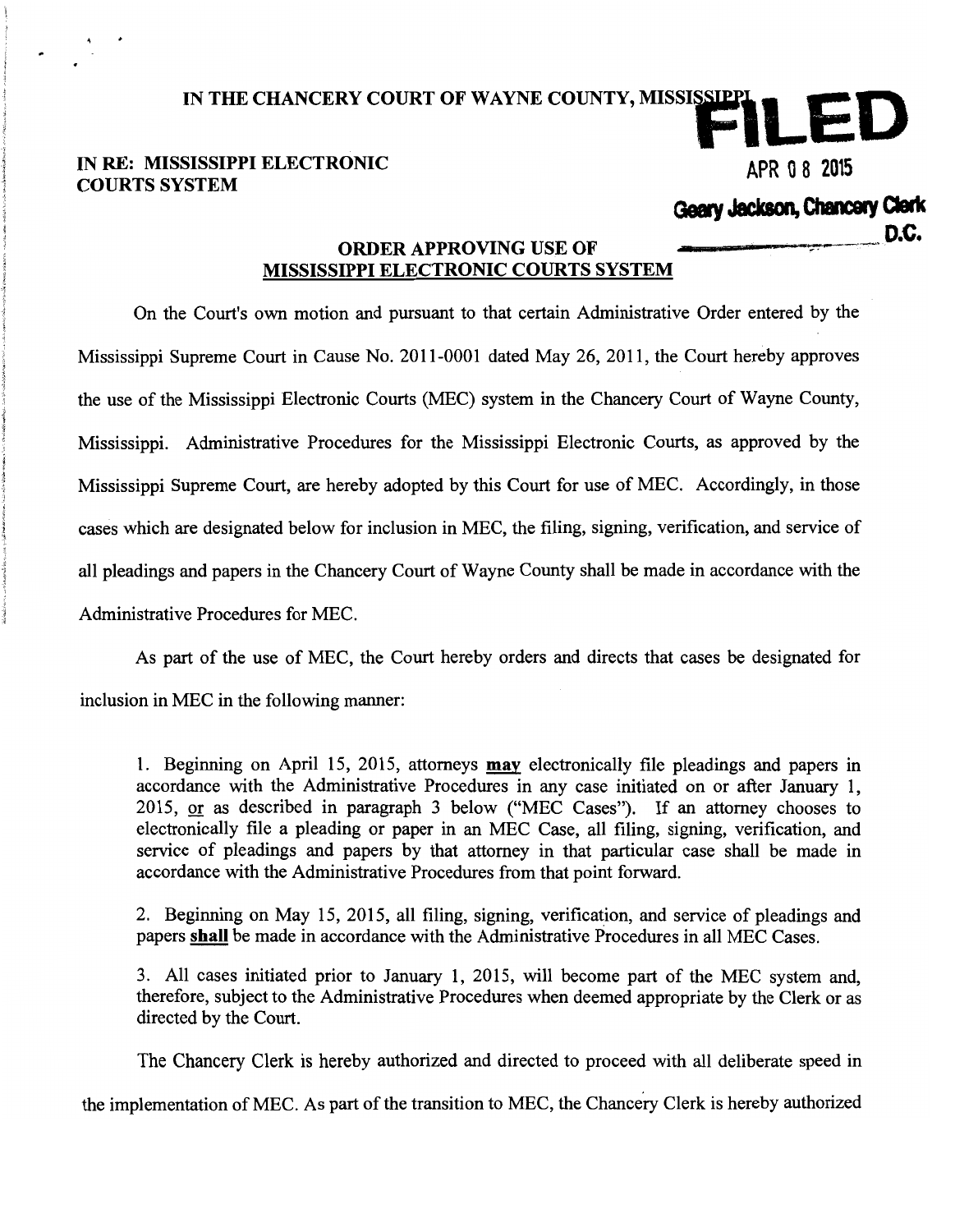IN THE CHANCERY COURT OF WAYNE COUNTY, MISSISSIPPI

**FILED**

APR 08 2015

Geary Jackson, Chancery Clerk

D.C.

IN RE: MISSISSIPPI ELECTRONIC COURTS SYSTEM

## ORDER APPROVING USE OF MISSISSIPPI ELECTRONIC COURTS SYSTEM

On the Court's own motion and pursuant to that certain Administrative Order entered by the Mississippi Supreme Court in Cause No. 2011-0001 dated May 26, 2011, the Court hereby approves the use of the Mississippi Electronic Courts (MEC) system in the Chancery Court of Wayne County, Mississippi. Administrative Procedures for the Mississippi Electronic Courts, as approved by the Mississippi Supreme Court, are hereby adopted by this Court for use of MEC. Accordingly, in those cases which are designated below for inclusion in MEC, the filing, signing, verification, and service of all pleadings and papers in the Chancery Court of Wayne County shall be made in accordance with the Administrative Procedures for MEC.

As part of the use of MEC, the Court hereby orders and directs that cases be designated for inclusion in MEC in the following manner:

1. Beginning on April 15, 2015, attorneys **may** electronically file pleadings and papers in accordance with the Administrative Procedures in any case initiated on or after January 1, 2015, or as described in paragraph 3 below ("MEC Cases"). If an attorney chooses to electronically file a pleading or paper in an MEC Case, all filing, signing, verification, and service of pleadings and papers by that attorney in that particular case shall be made in accordance with the Administrative Procedures from that point forward.

2. Beginning on May 15, 2015, all filing, signing, verification, and service of pleadings and papers **shall** be made in accordance with the Administrative Procedures in all MEC Cases.

3. All cases initiated prior to January 1, 2015, will become part of the MEC system and, therefore, subject to the Administrative Procedures when deemed appropriate by the Clerk or as directed by the Court.

The Chancery Clerk is hereby authorized and directed to proceed with all deliberate speed in the implementation of MEC. As part of the transition to MEC, the Chancery Clerk is hereby authorized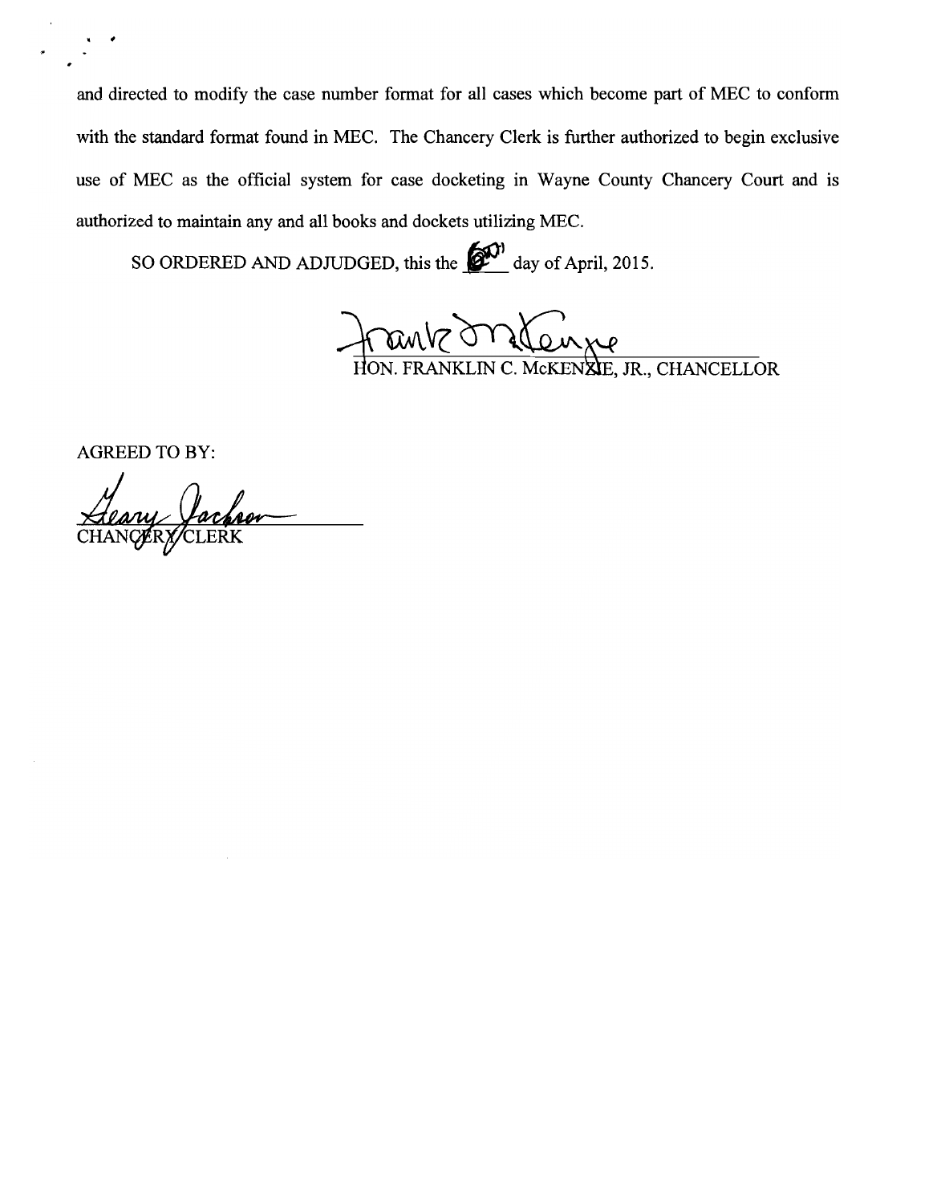and directed to modify the case number format for all cases which become part of MEC to conform with the standard format found in MEC. The Chancery Clerk is further authorized to begin exclusive use of MEC as the official system for case docketing in Wayne County Chancery Court and is authorized to maintain any and all books and dockets utilizing MEC.

SO ORDERED AND ADJUDGED, this the 6th day of April, 2015.

HON. FRANKLIN C. McKENZIE, JR., CHANCELLOR

AGREED TO BY:

CHANCERY CLERK